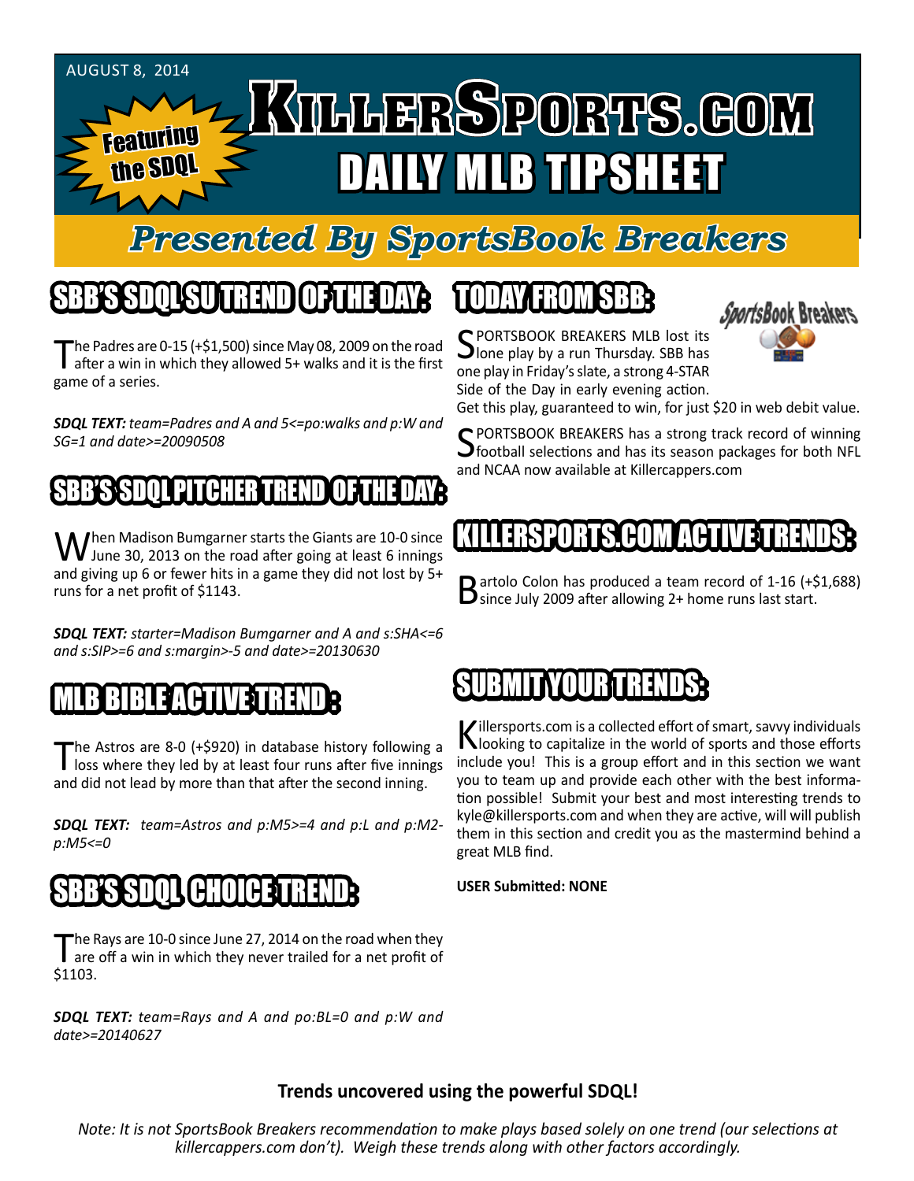AUGUST 8, 2014

Featuring the SDQL

# KILLERSPORTS.COM DAILY MLB TIPSHEET

## Presented By SportsBook Breakers

## SBB'S SDQL SU TREND OF THE DAY:

The Padres are 0-15 (+$1,500) since May 08, 2009 on the road after a win in which they allowed 5+ walks and it is the first game of a series.

***SDQL TEXT:*** *team=Padres and A and 5<=po:walks and p:W and SG=1 and date>=20090508*

## SBB'S SDQL PITCHER TREND OF THE DAY:

When Madison Bumgarner starts the Giants are 10-0 since June 30, 2013 on the road after going at least 6 innings and giving up 6 or fewer hits in a game they did not lost by 5+ runs for a net profit of $1143.

***SDQL TEXT:*** *starter=Madison Bumgarner and A and s:SHA<=6 and s:SIP>=6 and s:margin>-5 and date>=20130630*

## MLB BIBLE ACTIVE TREND :

The Astros are 8-0 (+$920) in database history following a loss where they led by at least four runs after five innings and did not lead by more than that after the second inning.

***SDQL TEXT:*** *team=Astros and p:M5>=4 and p:L and p:M2-p:M5<=0*

## SBB'S SDQL CHOICE TREND:

The Rays are 10-0 since June 27, 2014 on the road when they are off a win in which they never trailed for a net profit of $1103.

***SDQL TEXT:*** *team=Rays and A and po:BL=0 and p:W and date>=20140627*

## TODAY FROM SBB:

SPORTSBOOK BREAKERS MLB lost its lone play by a run Thursday. SBB has one play in Friday's slate, a strong 4-STAR Side of the Day in early evening action. Get this play, guaranteed to win, for just $20 in web debit value.

SPORTSBOOK BREAKERS has a strong track record of winning football selections and has its season packages for both NFL and NCAA now available at Killercappers.com

## KILLERSPORTS.COM ACTIVE TRENDS:

Bartolo Colon has produced a team record of 1-16 (+$1,688) since July 2009 after allowing 2+ home runs last start.

## SUBMIT YOUR TRENDS:

Killersports.com is a collected effort of smart, savvy individuals looking to capitalize in the world of sports and those efforts include you! This is a group effort and in this section we want you to team up and provide each other with the best information possible! Submit your best and most interesting trends to kyle@killersports.com and when they are active, will will publish them in this section and credit you as the mastermind behind a great MLB find.

**USER Submitted: NONE**

**Trends uncovered using the powerful SDQL!**

*Note: It is not SportsBook Breakers recommendation to make plays based solely on one trend (our selections at killercappers.com don't). Weigh these trends along with other factors accordingly.*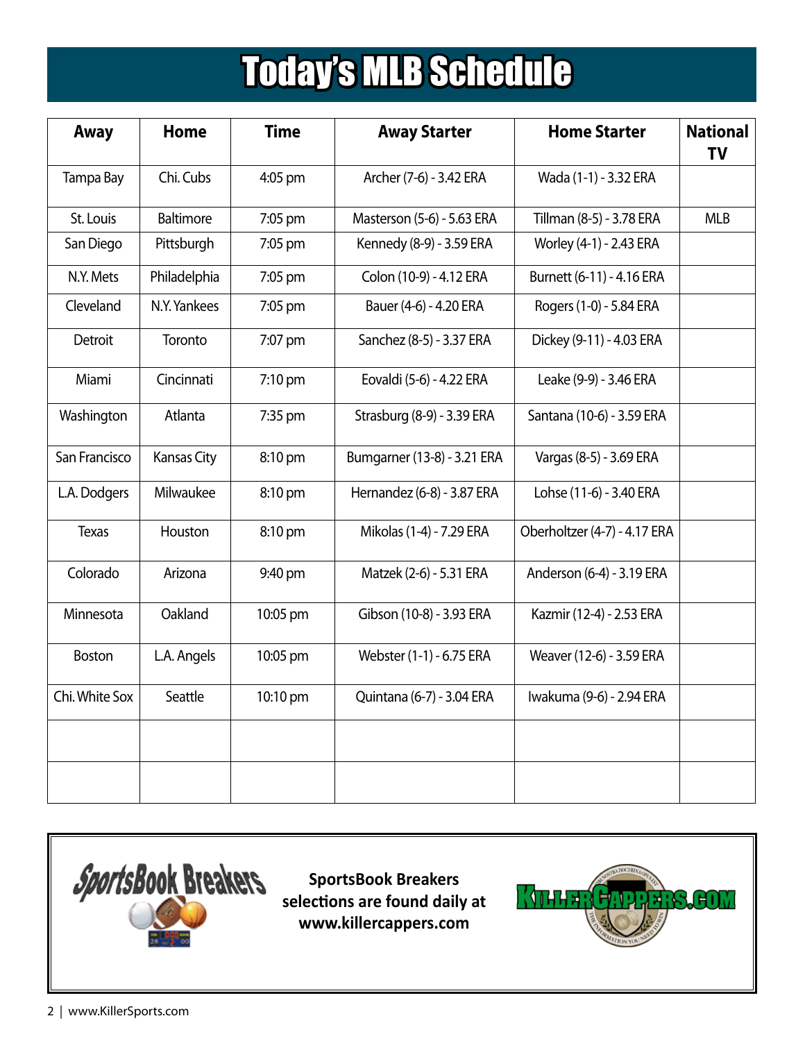# Today's MLB Schedule

| Away | Home | Time | Away Starter | Home Starter | National TV |
|---|---|---|---|---|---|
| Tampa Bay | Chi. Cubs | 4:05 pm | Archer (7-6) - 3.42 ERA | Wada (1-1) - 3.32 ERA | |
| St. Louis | Baltimore | 7:05 pm | Masterson (5-6) - 5.63 ERA | Tillman (8-5) - 3.78 ERA | MLB |
| San Diego | Pittsburgh | 7:05 pm | Kennedy (8-9) - 3.59 ERA | Worley (4-1) - 2.43 ERA | |
| N.Y. Mets | Philadelphia | 7:05 pm | Colon (10-9) - 4.12 ERA | Burnett (6-11) - 4.16 ERA | |
| Cleveland | N.Y. Yankees | 7:05 pm | Bauer (4-6) - 4.20 ERA | Rogers (1-0) - 5.84 ERA | |
| Detroit | Toronto | 7:07 pm | Sanchez (8-5) - 3.37 ERA | Dickey (9-11) - 4.03 ERA | |
| Miami | Cincinnati | 7:10 pm | Eovaldi (5-6) - 4.22 ERA | Leake (9-9) - 3.46 ERA | |
| Washington | Atlanta | 7:35 pm | Strasburg (8-9) - 3.39 ERA | Santana (10-6) - 3.59 ERA | |
| San Francisco | Kansas City | 8:10 pm | Bumgarner (13-8) - 3.21 ERA | Vargas (8-5) - 3.69 ERA | |
| L.A. Dodgers | Milwaukee | 8:10 pm | Hernandez (6-8) - 3.87 ERA | Lohse (11-6) - 3.40 ERA | |
| Texas | Houston | 8:10 pm | Mikolas (1-4) - 7.29 ERA | Oberholtzer (4-7) - 4.17 ERA | |
| Colorado | Arizona | 9:40 pm | Matzek (2-6) - 5.31 ERA | Anderson (6-4) - 3.19 ERA | |
| Minnesota | Oakland | 10:05 pm | Gibson (10-8) - 3.93 ERA | Kazmir (12-4) - 2.53 ERA | |
| Boston | L.A. Angels | 10:05 pm | Webster (1-1) - 6.75 ERA | Weaver (12-6) - 3.59 ERA | |
| Chi. White Sox | Seattle | 10:10 pm | Quintana (6-7) - 3.04 ERA | Iwakuma (9-6) - 2.94 ERA | |
| | | | | | |
| | | | | | |

SportsBook Breakers

**SportsBook Breakers selections are found daily at www.killercappers.com**

KILLERCAPPERS.COM